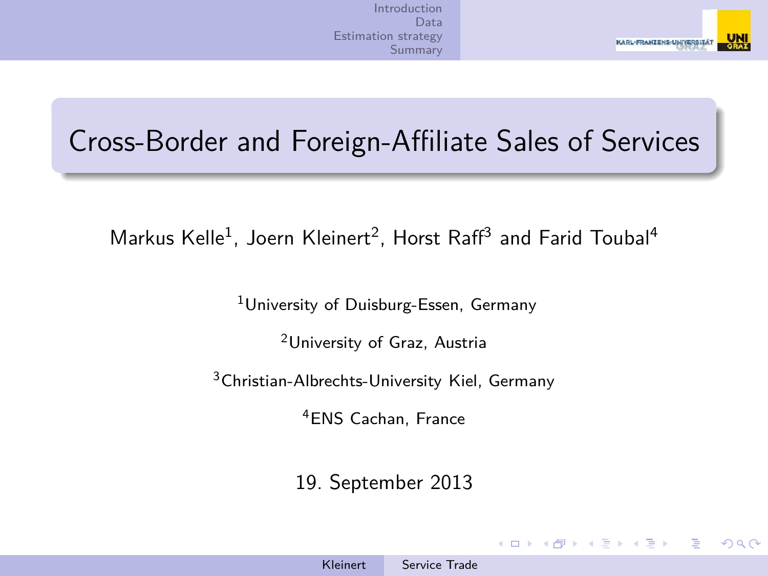# Cross-Border and Foreign-Affiliate Sales of Services

Markus Kelle[1], Joern Kleinert[2], Horst Raff[3] and Farid Toubal[4]

[1]University of Duisburg-Essen, Germany

[2]University of Graz, Austria

[3]Christian-Albrechts-University Kiel, Germany

[4]ENS Cachan, France

19. September 2013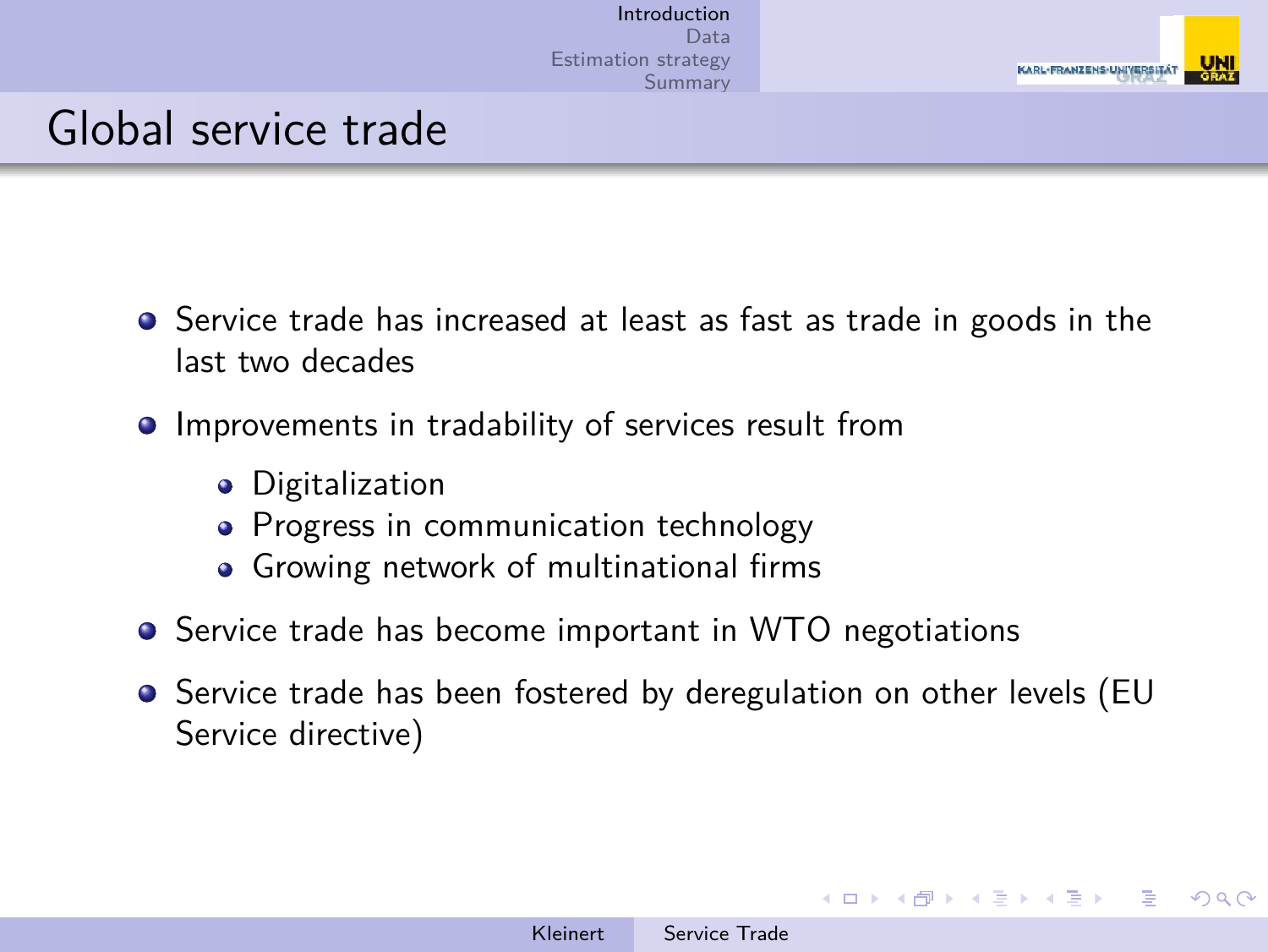## Global service trade

- Service trade has increased at least as fast as trade in goods in the last two decades
- Improvements in tradability of services result from
  - Digitalization
  - Progress in communication technology
  - Growing network of multinational firms
- Service trade has become important in WTO negotiations
- Service trade has been fostered by deregulation on other levels (EU Service directive)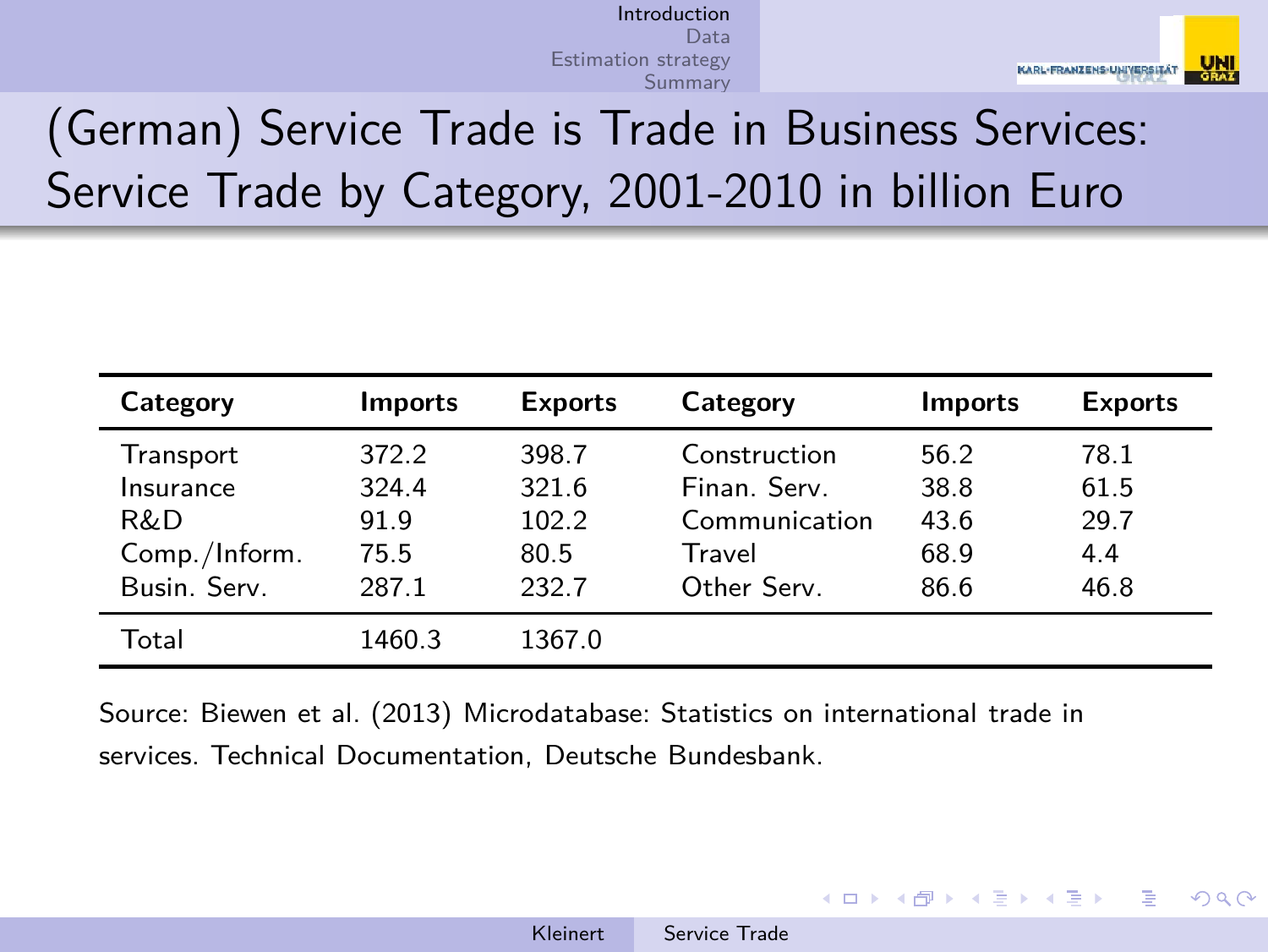# (German) Service Trade is Trade in Business Services: Service Trade by Category, 2001-2010 in billion Euro

| Category | Imports | Exports | Category | Imports | Exports |
|---|---|---|---|---|---|
| Transport | 372.2 | 398.7 | Construction | 56.2 | 78.1 |
| Insurance | 324.4 | 321.6 | Finan. Serv. | 38.8 | 61.5 |
| R&D | 91.9 | 102.2 | Communication | 43.6 | 29.7 |
| Comp./Inform. | 75.5 | 80.5 | Travel | 68.9 | 4.4 |
| Busin. Serv. | 287.1 | 232.7 | Other Serv. | 86.6 | 46.8 |
| Total | 1460.3 | 1367.0 | | | |

Source: Biewen et al. (2013) Microdatabase: Statistics on international trade in services. Technical Documentation, Deutsche Bundesbank.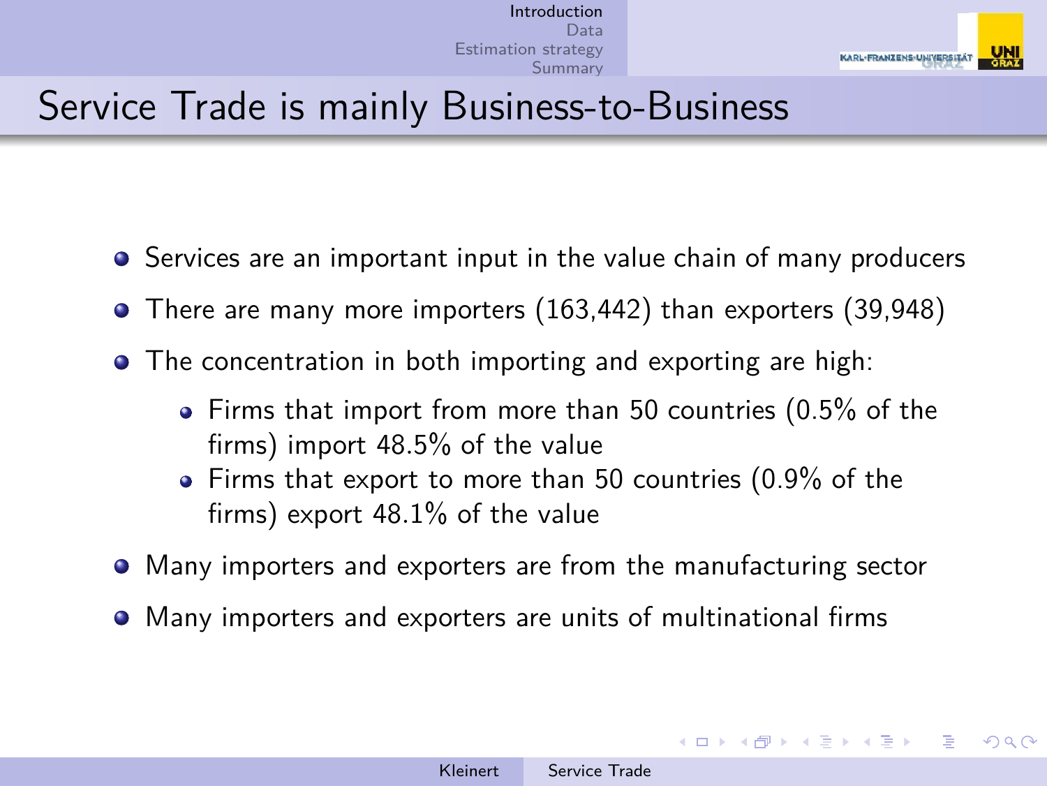# Service Trade is mainly Business-to-Business

- Services are an important input in the value chain of many producers
- There are many more importers (163,442) than exporters (39,948)
- The concentration in both importing and exporting are high:
  - Firms that import from more than 50 countries (0.5% of the firms) import 48.5% of the value
  - Firms that export to more than 50 countries (0.9% of the firms) export 48.1% of the value
- Many importers and exporters are from the manufacturing sector
- Many importers and exporters are units of multinational firms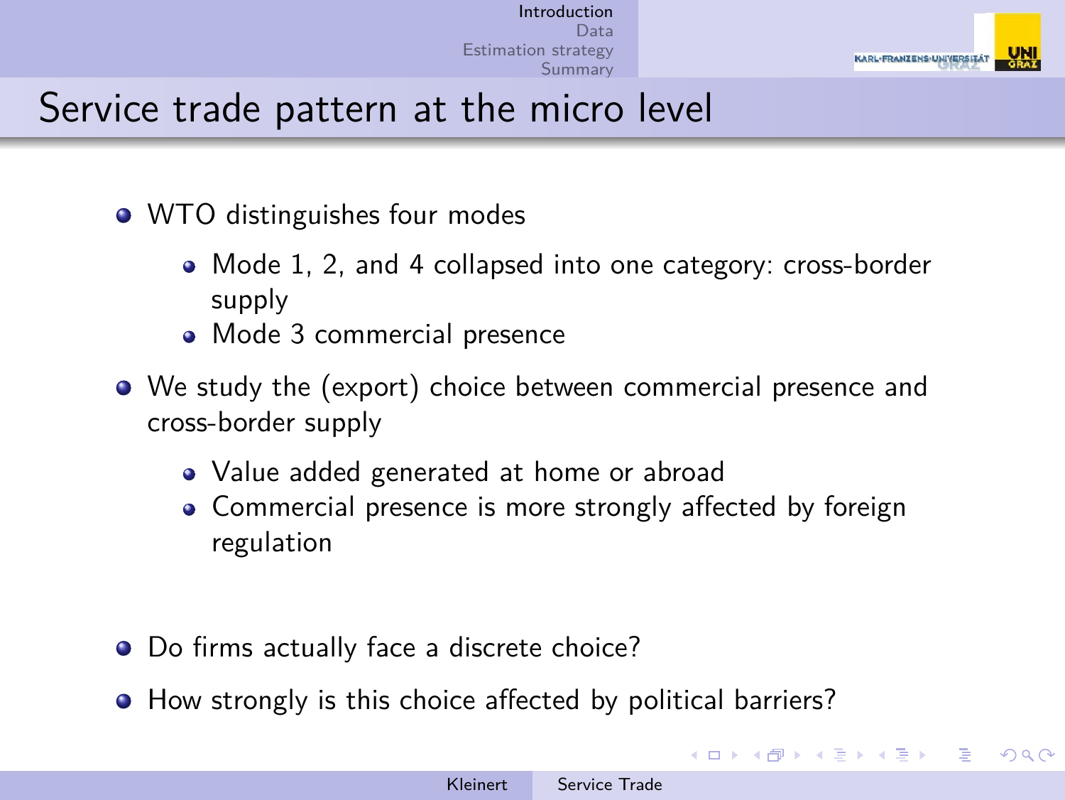## Service trade pattern at the micro level

- WTO distinguishes four modes
  - Mode 1, 2, and 4 collapsed into one category: cross-border supply
  - Mode 3 commercial presence
- We study the (export) choice between commercial presence and cross-border supply
  - Value added generated at home or abroad
  - Commercial presence is more strongly affected by foreign regulation
- Do firms actually face a discrete choice?
- How strongly is this choice affected by political barriers?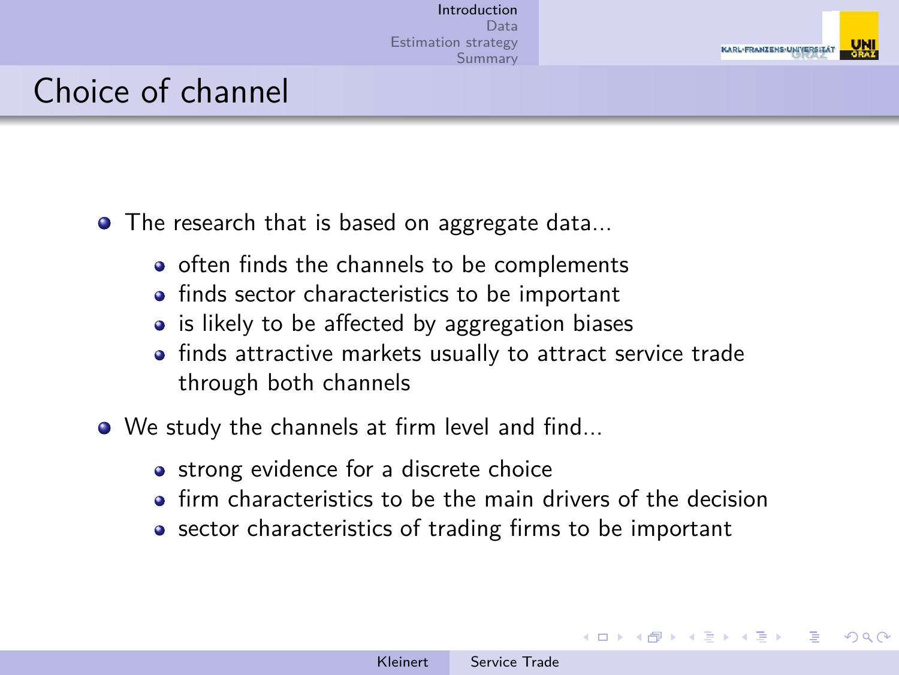# Choice of channel

- The research that is based on aggregate data...
  - often finds the channels to be complements
  - finds sector characteristics to be important
  - is likely to be affected by aggregation biases
  - finds attractive markets usually to attract service trade through both channels
- We study the channels at firm level and find...
  - strong evidence for a discrete choice
  - firm characteristics to be the main drivers of the decision
  - sector characteristics of trading firms to be important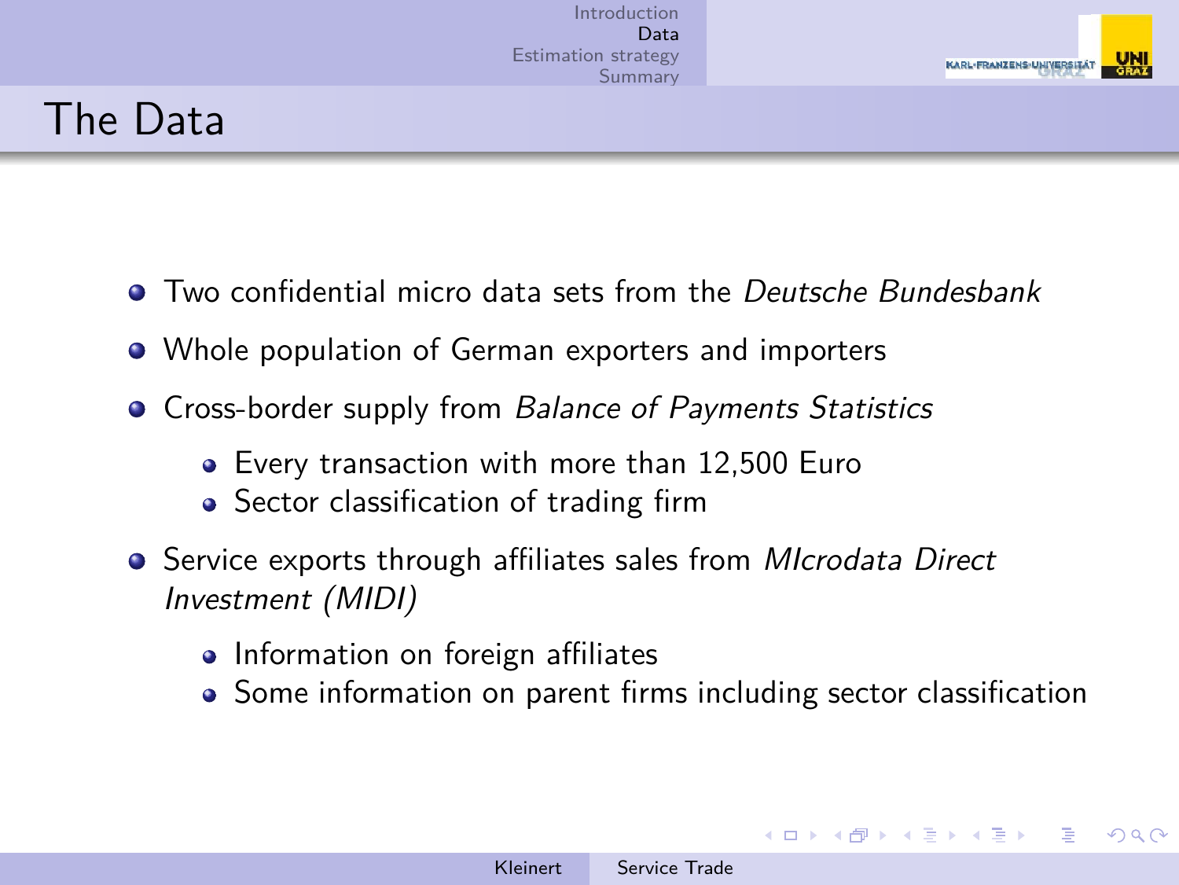# The Data

- Two confidential micro data sets from the *Deutsche Bundesbank*
- Whole population of German exporters and importers
- Cross-border supply from *Balance of Payments Statistics*
  - Every transaction with more than 12,500 Euro
  - Sector classification of trading firm
- Service exports through affiliates sales from *MIcrodata Direct Investment (MIDI)*
  - Information on foreign affiliates
  - Some information on parent firms including sector classification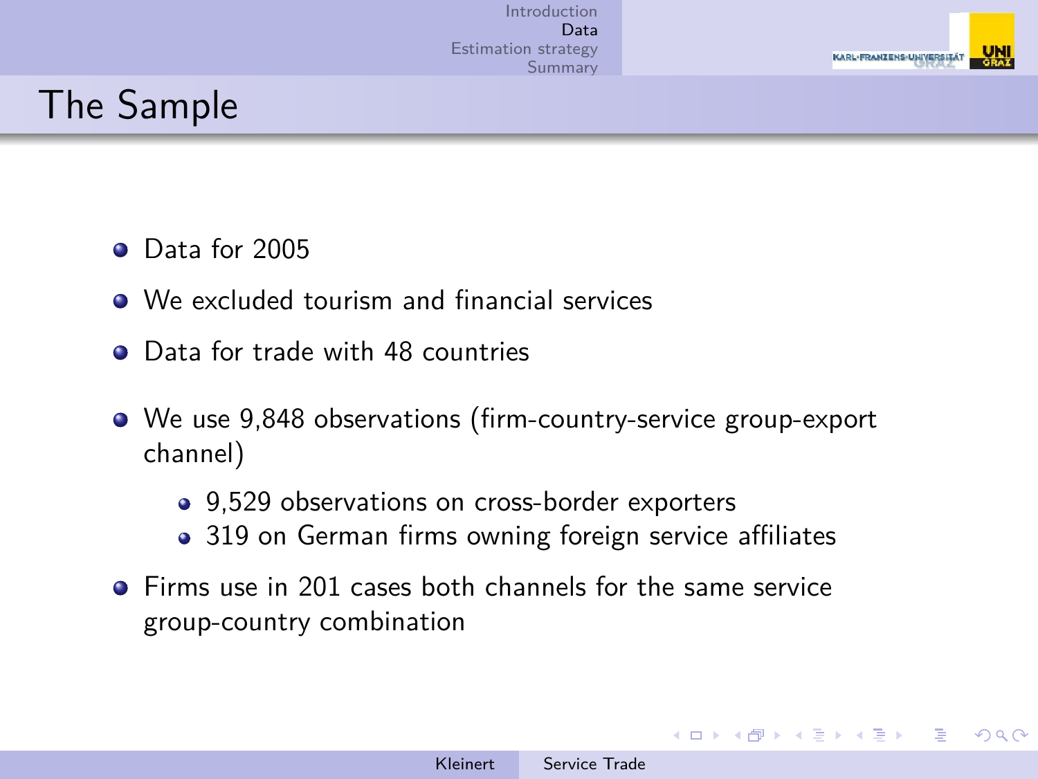# The Sample

- Data for 2005
- We excluded tourism and financial services
- Data for trade with 48 countries
- We use 9,848 observations (firm-country-service group-export channel)
  - 9,529 observations on cross-border exporters
  - 319 on German firms owning foreign service affiliates
- Firms use in 201 cases both channels for the same service group-country combination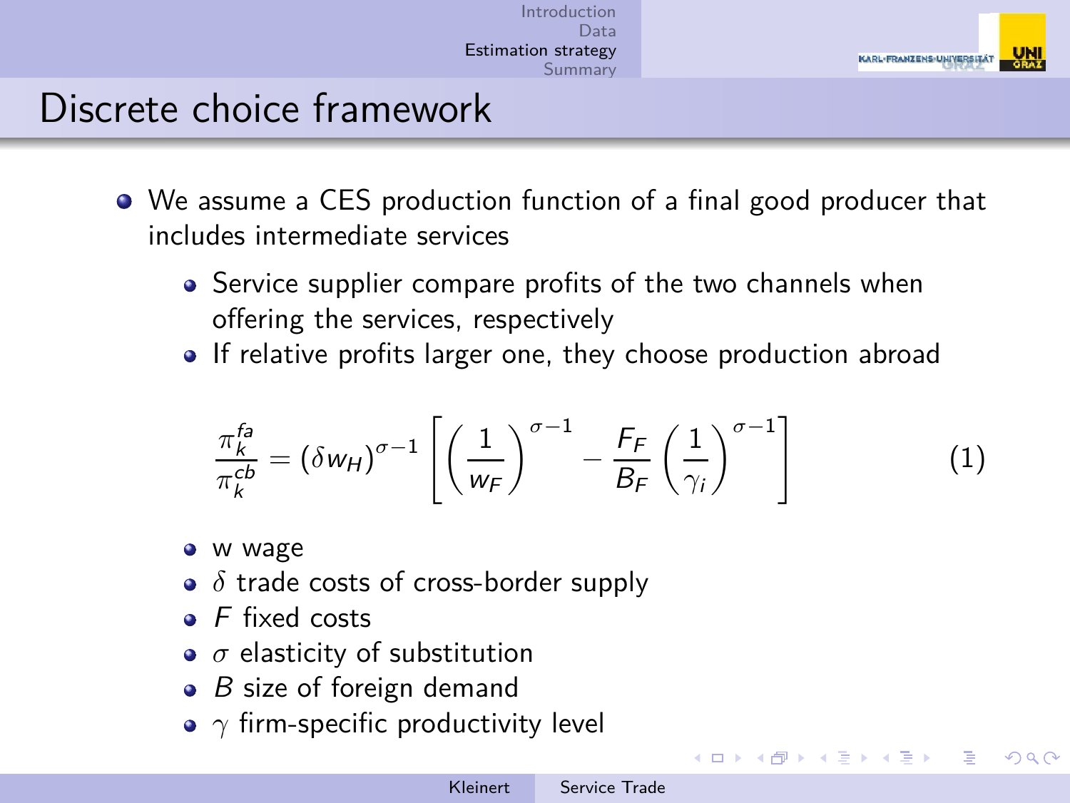# Discrete choice framework

- We assume a CES production function of a final good producer that includes intermediate services
  - Service supplier compare profits of the two channels when offering the services, respectively
  - If relative profits larger one, they choose production abroad

$$\frac{\pi_k^{fa}}{\pi_k^{cb}} = (\delta w_H)^{\sigma-1}\left[\left(\frac{1}{w_F}\right)^{\sigma-1} - \frac{F_F}{B_F}\left(\frac{1}{\gamma_i}\right)^{\sigma-1}\right] \tag{1}$$

- w wage
- $\delta$ trade costs of cross-border supply
- $F$ fixed costs
- $\sigma$ elasticity of substitution
- $B$ size of foreign demand
- $\gamma$ firm-specific productivity level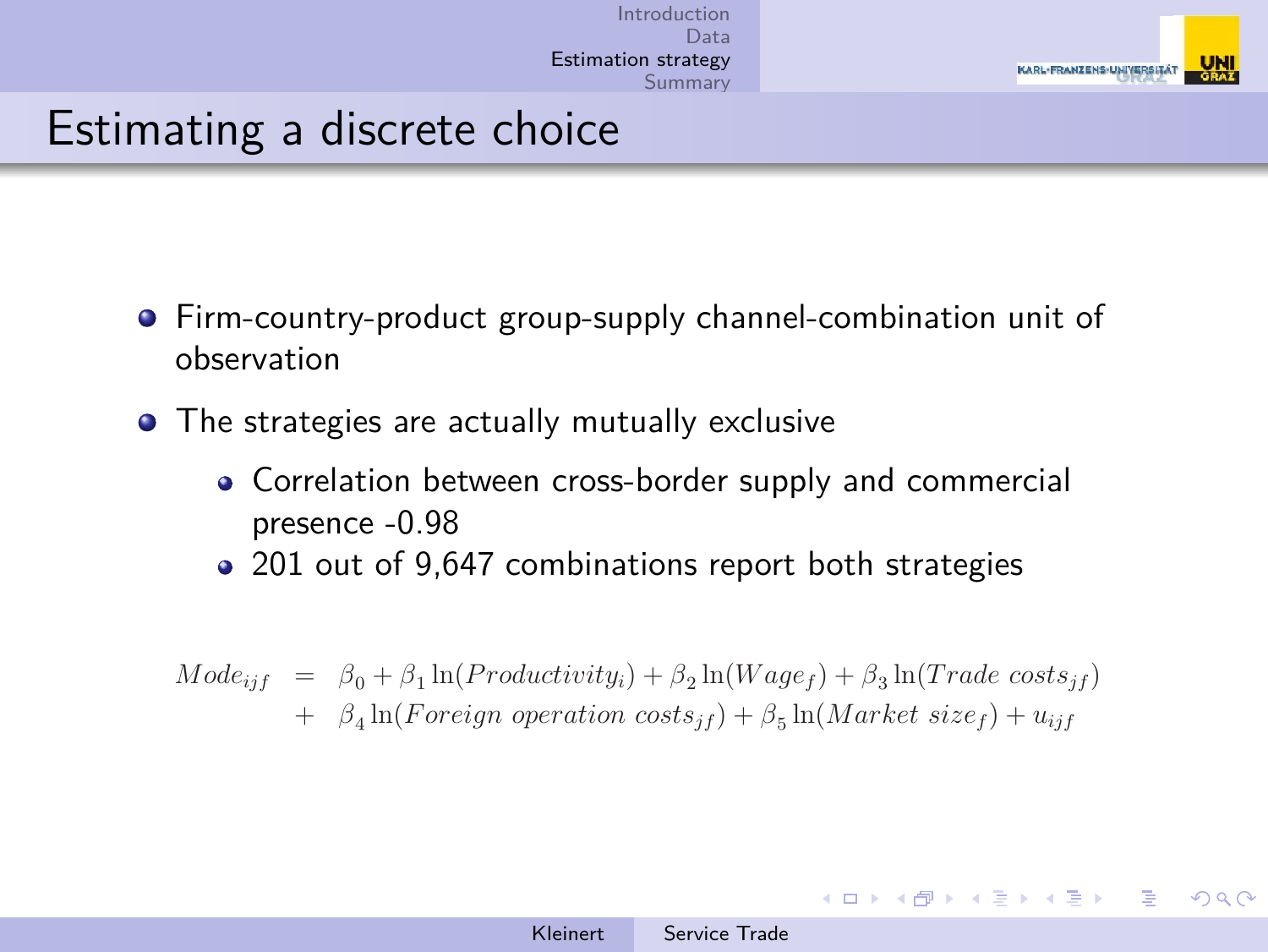# Estimating a discrete choice

- Firm-country-product group-supply channel-combination unit of observation
- The strategies are actually mutually exclusive
  - Correlation between cross-border supply and commercial presence -0.98
  - 201 out of 9,647 combinations report both strategies

$$
\begin{aligned}
Mode_{ijf} &= \beta_0 + \beta_1 \ln(Productivity_i) + \beta_2 \ln(Wage_f) + \beta_3 \ln(Trade\ costs_{jf}) \\
&+ \beta_4 \ln(Foreign\ operation\ costs_{jf}) + \beta_5 \ln(Market\ size_f) + u_{ijf}
\end{aligned}
$$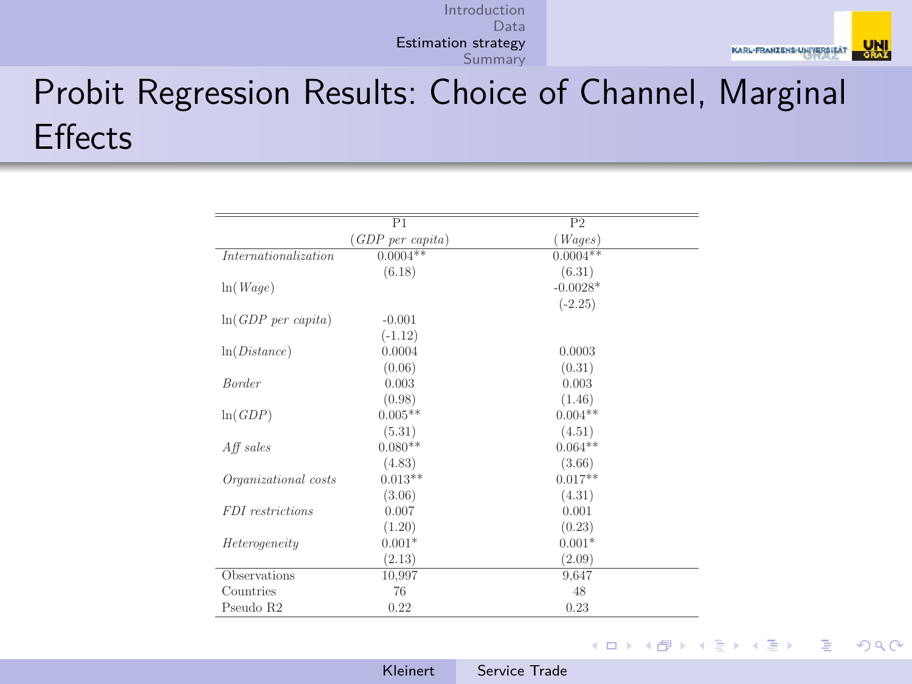# Probit Regression Results: Choice of Channel, Marginal Effects

| | P1 | P2 |
|---|---|---|
| | (*GDP per capita*) | (*Wages*) |
| *Internationalization* | 0.0004** | 0.0004** |
| | (6.18) | (6.31) |
| ln(*Wage*) | | -0.0028* |
| | | (-2.25) |
| ln(*GDP per capita*) | -0.001 | |
| | (-1.12) | |
| ln(*Distance*) | 0.0004 | 0.0003 |
| | (0.06) | (0.31) |
| *Border* | 0.003 | 0.003 |
| | (0.98) | (1.46) |
| ln(*GDP*) | 0.005** | 0.004** |
| | (5.31) | (4.51) |
| *Aff sales* | 0.080** | 0.064** |
| | (4.83) | (3.66) |
| *Organizational costs* | 0.013** | 0.017** |
| | (3.06) | (4.31) |
| *FDI restrictions* | 0.007 | 0.001 |
| | (1.20) | (0.23) |
| *Heterogeneity* | 0.001* | 0.001* |
| | (2.13) | (2.09) |
| Observations | 10,997 | 9,647 |
| Countries | 76 | 48 |
| Pseudo R2 | 0.22 | 0.23 |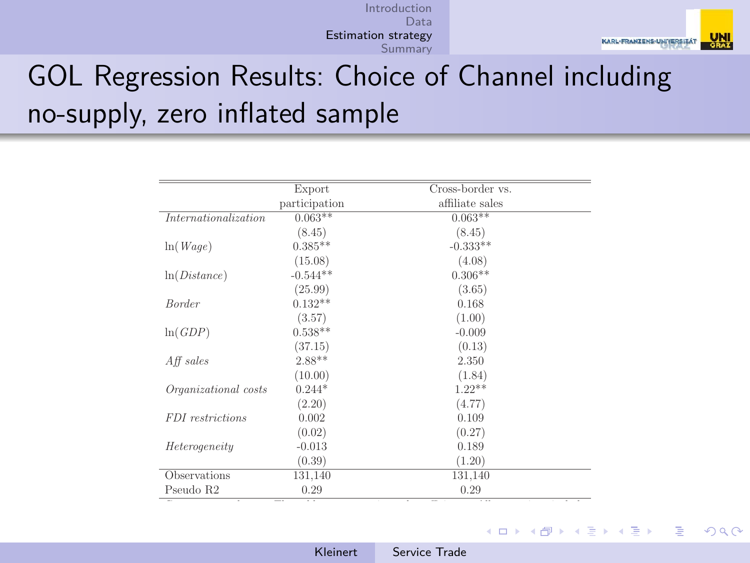# GOL Regression Results: Choice of Channel including no-supply, zero inflated sample

| | Export participation | Cross-border vs. affiliate sales |
|---|---|---|
| *Internationalization* | 0.063** | 0.063** |
| | (8.45) | (8.45) |
| ln(*Wage*) | 0.385** | -0.333** |
| | (15.08) | (4.08) |
| ln(*Distance*) | -0.544** | 0.306** |
| | (25.99) | (3.65) |
| *Border* | 0.132** | 0.168 |
| | (3.57) | (1.00) |
| ln(*GDP*) | 0.538** | -0.009 |
| | (37.15) | (0.13) |
| *Aff sales* | 2.88** | 2.350 |
| | (10.00) | (1.84) |
| *Organizational costs* | 0.244* | 1.22** |
| | (2.20) | (4.77) |
| *FDI restrictions* | 0.002 | 0.109 |
| | (0.02) | (0.27) |
| *Heterogeneity* | -0.013 | 0.189 |
| | (0.39) | (1.20) |
| Observations | 131,140 | 131,140 |
| Pseudo R2 | 0.29 | 0.29 |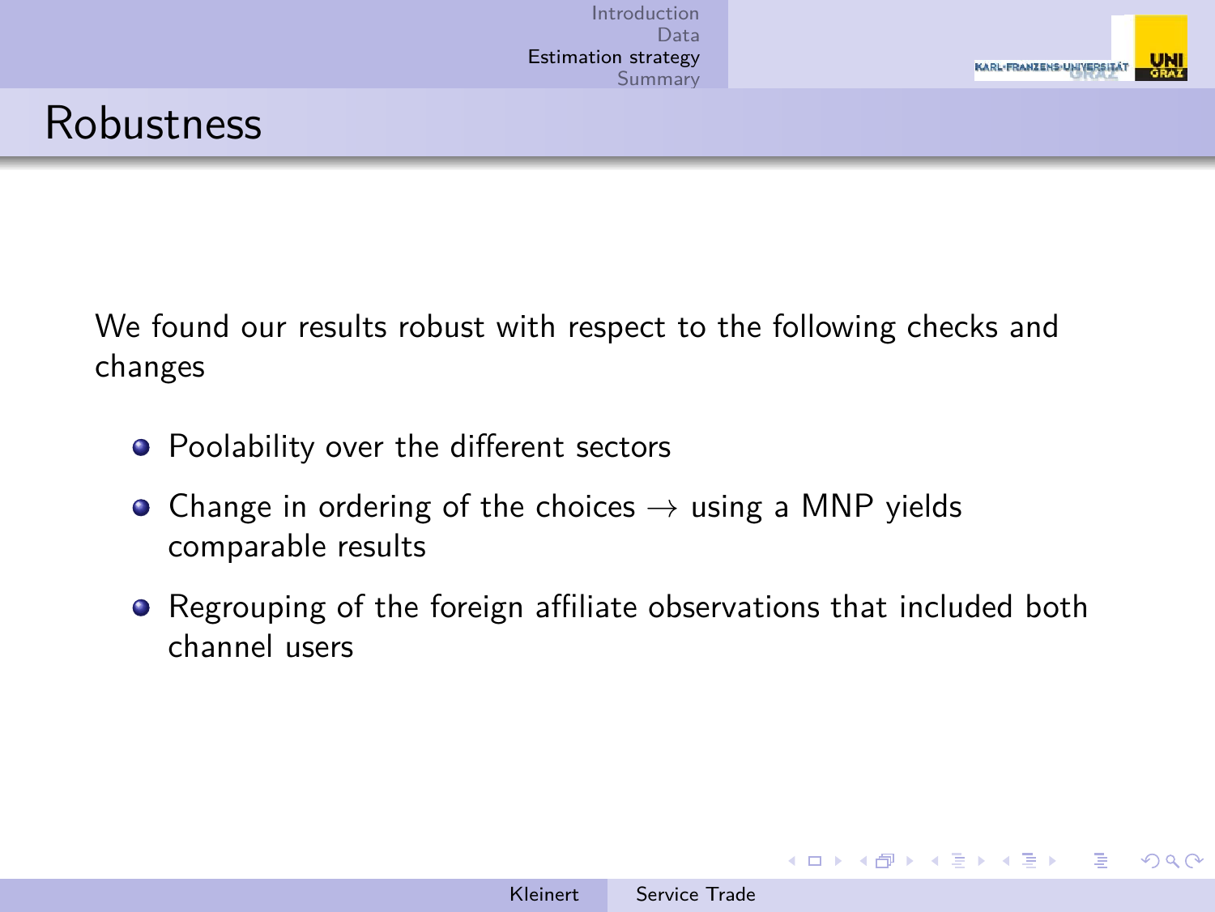# Robustness

We found our results robust with respect to the following checks and changes

- Poolability over the different sectors
- Change in ordering of the choices $\rightarrow$ using a MNP yields comparable results
- Regrouping of the foreign affiliate observations that included both channel users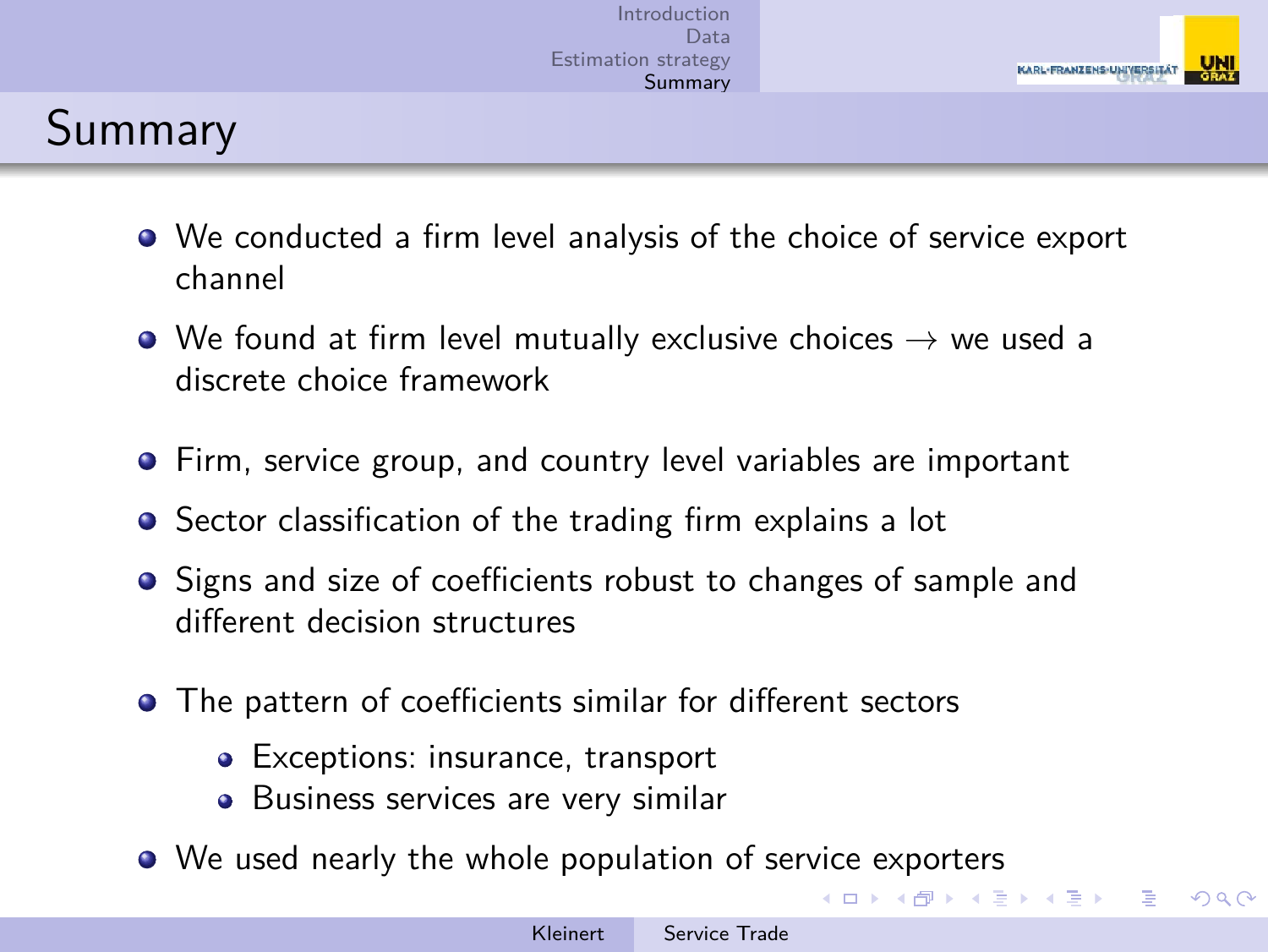# Summary

- We conducted a firm level analysis of the choice of service export channel
- We found at firm level mutually exclusive choices $\rightarrow$ we used a discrete choice framework
- Firm, service group, and country level variables are important
- Sector classification of the trading firm explains a lot
- Signs and size of coefficients robust to changes of sample and different decision structures
- The pattern of coefficients similar for different sectors
  - Exceptions: insurance, transport
  - Business services are very similar
- We used nearly the whole population of service exporters